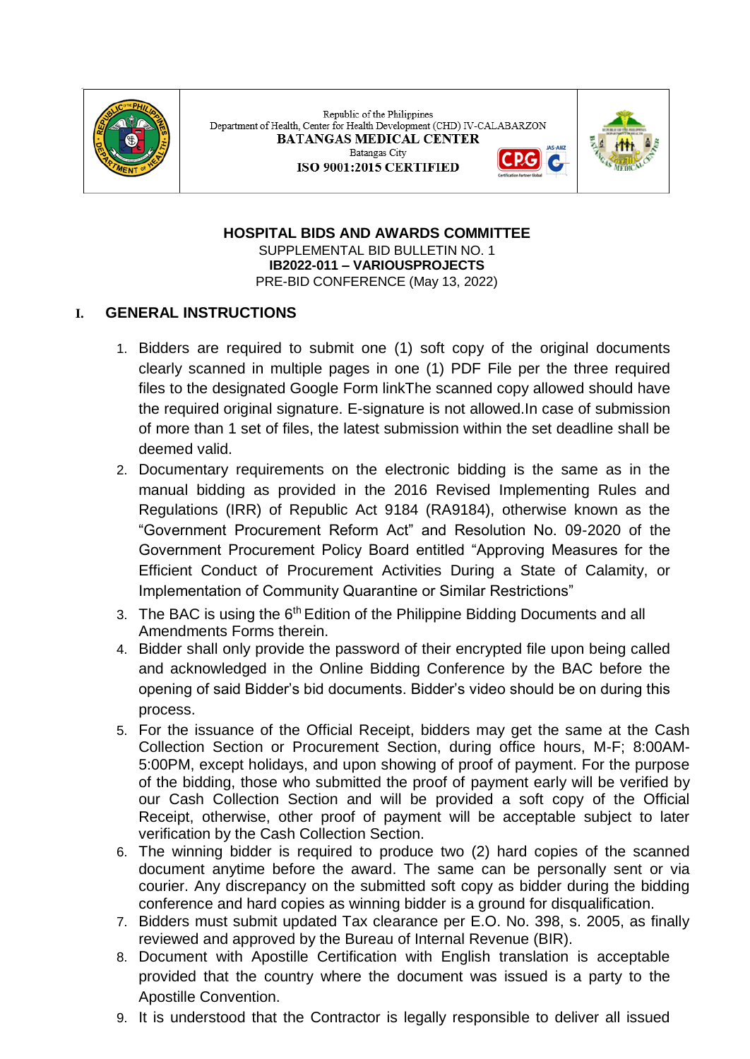Republic of the Philippines
Department of Health, Center for Health Development (CHD) IV-CALABARZON
**BATANGAS MEDICAL CENTER**
Batangas City
**ISO 9001:2015 CERTIFIED**

**HOSPITAL BIDS AND AWARDS COMMITTEE**
SUPPLEMENTAL BID BULLETIN NO. 1
**IB2022-011 – VARIOUSPROJECTS**
PRE-BID CONFERENCE (May 13, 2022)

## I. GENERAL INSTRUCTIONS

1. Bidders are required to submit one (1) soft copy of the original documents clearly scanned in multiple pages in one (1) PDF File per the three required files to the designated Google Form linkThe scanned copy allowed should have the required original signature. E-signature is not allowed.In case of submission of more than 1 set of files, the latest submission within the set deadline shall be deemed valid.
2. Documentary requirements on the electronic bidding is the same as in the manual bidding as provided in the 2016 Revised Implementing Rules and Regulations (IRR) of Republic Act 9184 (RA9184), otherwise known as the "Government Procurement Reform Act" and Resolution No. 09-2020 of the Government Procurement Policy Board entitled "Approving Measures for the Efficient Conduct of Procurement Activities During a State of Calamity, or Implementation of Community Quarantine or Similar Restrictions"
3. The BAC is using the 6th Edition of the Philippine Bidding Documents and all Amendments Forms therein.
4. Bidder shall only provide the password of their encrypted file upon being called and acknowledged in the Online Bidding Conference by the BAC before the opening of said Bidder's bid documents. Bidder's video should be on during this process.
5. For the issuance of the Official Receipt, bidders may get the same at the Cash Collection Section or Procurement Section, during office hours, M-F; 8:00AM-5:00PM, except holidays, and upon showing of proof of payment. For the purpose of the bidding, those who submitted the proof of payment early will be verified by our Cash Collection Section and will be provided a soft copy of the Official Receipt, otherwise, other proof of payment will be acceptable subject to later verification by the Cash Collection Section.
6. The winning bidder is required to produce two (2) hard copies of the scanned document anytime before the award. The same can be personally sent or via courier. Any discrepancy on the submitted soft copy as bidder during the bidding conference and hard copies as winning bidder is a ground for disqualification.
7. Bidders must submit updated Tax clearance per E.O. No. 398, s. 2005, as finally reviewed and approved by the Bureau of Internal Revenue (BIR).
8. Document with Apostille Certification with English translation is acceptable provided that the country where the document was issued is a party to the Apostille Convention.
9. It is understood that the Contractor is legally responsible to deliver all issued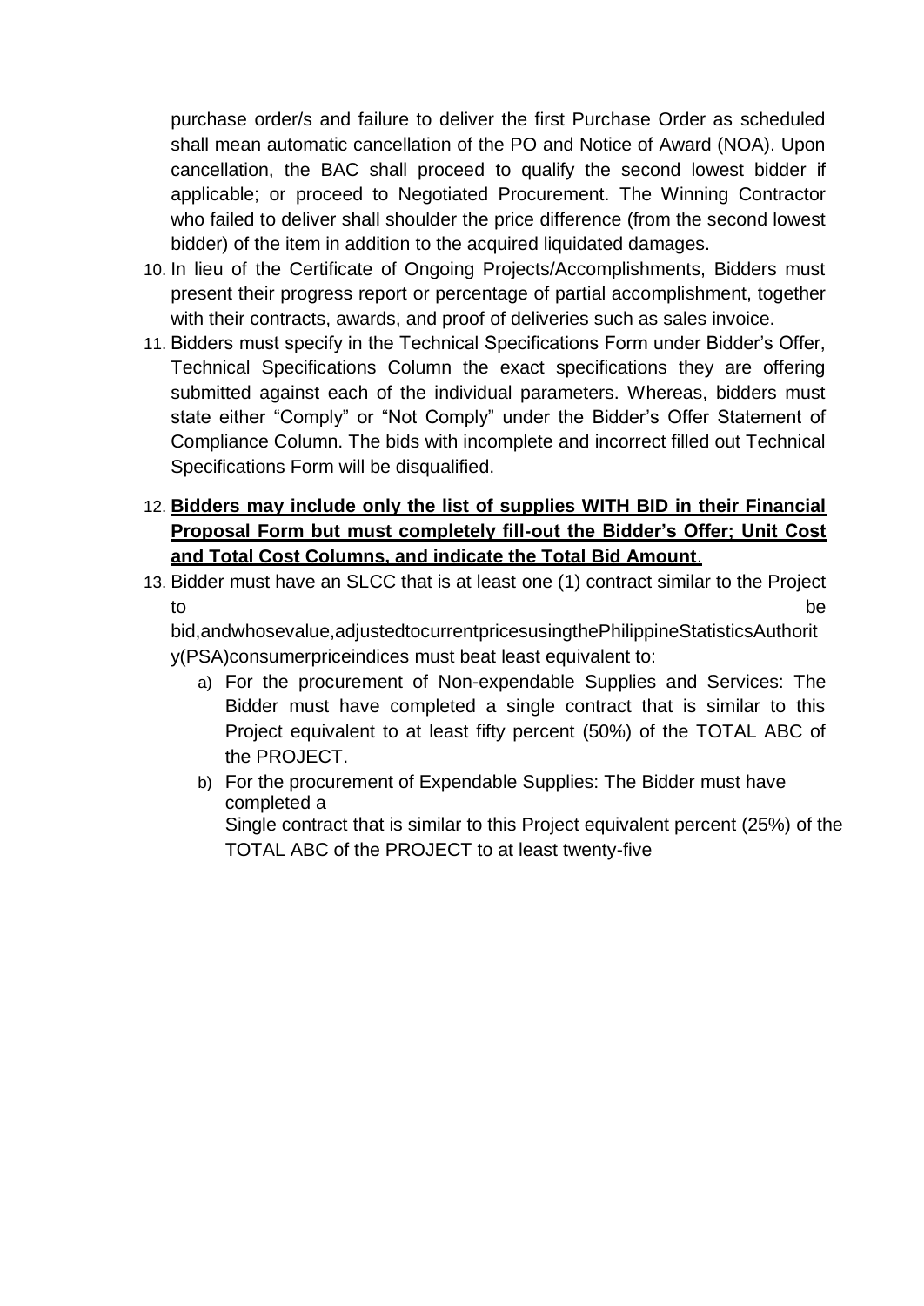purchase order/s and failure to deliver the first Purchase Order as scheduled shall mean automatic cancellation of the PO and Notice of Award (NOA). Upon cancellation, the BAC shall proceed to qualify the second lowest bidder if applicable; or proceed to Negotiated Procurement. The Winning Contractor who failed to deliver shall shoulder the price difference (from the second lowest bidder) of the item in addition to the acquired liquidated damages.

10. In lieu of the Certificate of Ongoing Projects/Accomplishments, Bidders must present their progress report or percentage of partial accomplishment, together with their contracts, awards, and proof of deliveries such as sales invoice.
11. Bidders must specify in the Technical Specifications Form under Bidder's Offer, Technical Specifications Column the exact specifications they are offering submitted against each of the individual parameters. Whereas, bidders must state either "Comply" or "Not Comply" under the Bidder's Offer Statement of Compliance Column. The bids with incomplete and incorrect filled out Technical Specifications Form will be disqualified.
12. **Bidders may include only the list of supplies WITH BID in their Financial Proposal Form but must completely fill-out the Bidder's Offer; Unit Cost and Total Cost Columns, and indicate the Total Bid Amount**.
13. Bidder must have an SLCC that is at least one (1) contract similar to the Project to be bid,andwhosevalue,adjustedtocurrentpricesusingthePhilippineStatisticsAuthority(PSA)consumerpriceindices must beat least equivalent to:
    a) For the procurement of Non-expendable Supplies and Services: The Bidder must have completed a single contract that is similar to this Project equivalent to at least fifty percent (50%) of the TOTAL ABC of the PROJECT.
    b) For the procurement of Expendable Supplies: The Bidder must have completed a Single contract that is similar to this Project equivalent percent (25%) of the TOTAL ABC of the PROJECT to at least twenty-five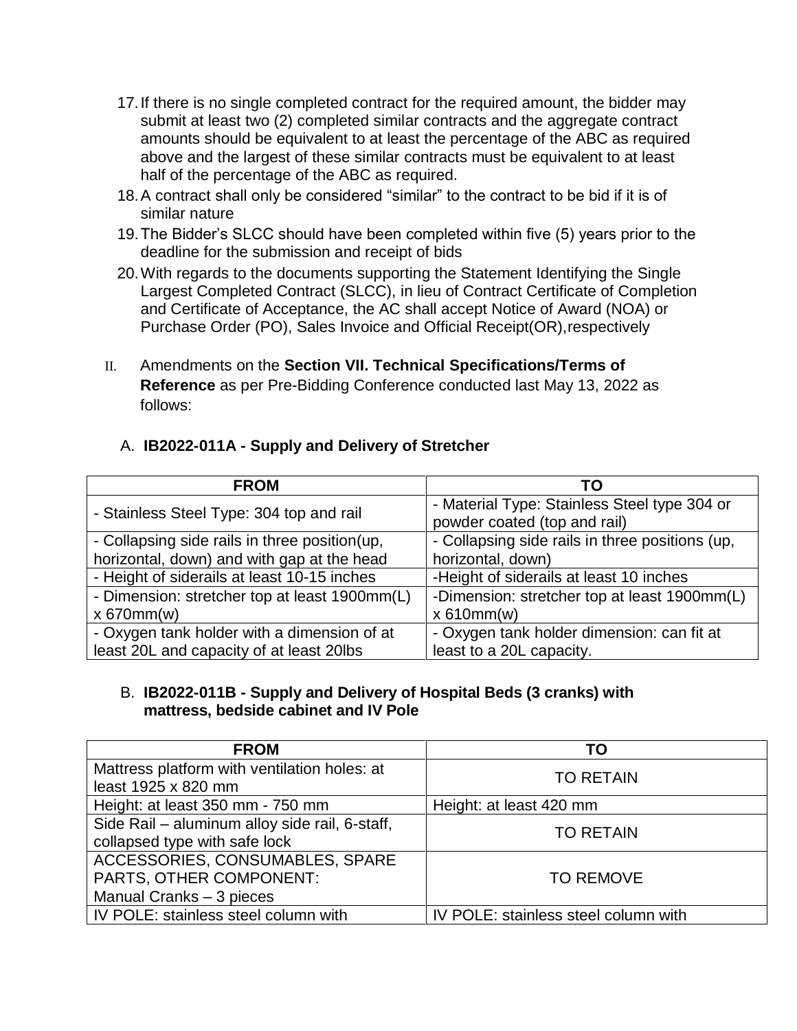17. If there is no single completed contract for the required amount, the bidder may submit at least two (2) completed similar contracts and the aggregate contract amounts should be equivalent to at least the percentage of the ABC as required above and the largest of these similar contracts must be equivalent to at least half of the percentage of the ABC as required.
18. A contract shall only be considered "similar" to the contract to be bid if it is of similar nature
19. The Bidder's SLCC should have been completed within five (5) years prior to the deadline for the submission and receipt of bids
20. With regards to the documents supporting the Statement Identifying the Single Largest Completed Contract (SLCC), in lieu of Contract Certificate of Completion and Certificate of Acceptance, the AC shall accept Notice of Award (NOA) or Purchase Order (PO), Sales Invoice and Official Receipt(OR),respectively

II. Amendments on the **Section VII. Technical Specifications/Terms of Reference** as per Pre-Bidding Conference conducted last May 13, 2022 as follows:

A. **IB2022-011A - Supply and Delivery of Stretcher**

| FROM | TO |
|---|---|
| - Stainless Steel Type: 304 top and rail | - Material Type: Stainless Steel type 304 or powder coated (top and rail) |
| - Collapsing side rails in three position(up, horizontal, down) and with gap at the head | - Collapsing side rails in three positions (up, horizontal, down) |
| - Height of siderails at least 10-15 inches | -Height of siderails at least 10 inches |
| - Dimension: stretcher top at least 1900mm(L) x 670mm(w) | -Dimension: stretcher top at least 1900mm(L) x 610mm(w) |
| - Oxygen tank holder with a dimension of at least 20L and capacity of at least 20lbs | - Oxygen tank holder dimension: can fit at least to a 20L capacity. |

B. **IB2022-011B - Supply and Delivery of Hospital Beds (3 cranks) with mattress, bedside cabinet and IV Pole**

| FROM | TO |
|---|---|
| Mattress platform with ventilation holes: at least 1925 x 820 mm | TO RETAIN |
| Height: at least 350 mm - 750 mm | Height: at least 420 mm |
| Side Rail – aluminum alloy side rail, 6-staff, collapsed type with safe lock | TO RETAIN |
| ACCESSORIES, CONSUMABLES, SPARE PARTS, OTHER COMPONENT: Manual Cranks – 3 pieces | TO REMOVE |
| IV POLE: stainless steel column with | IV POLE: stainless steel column with |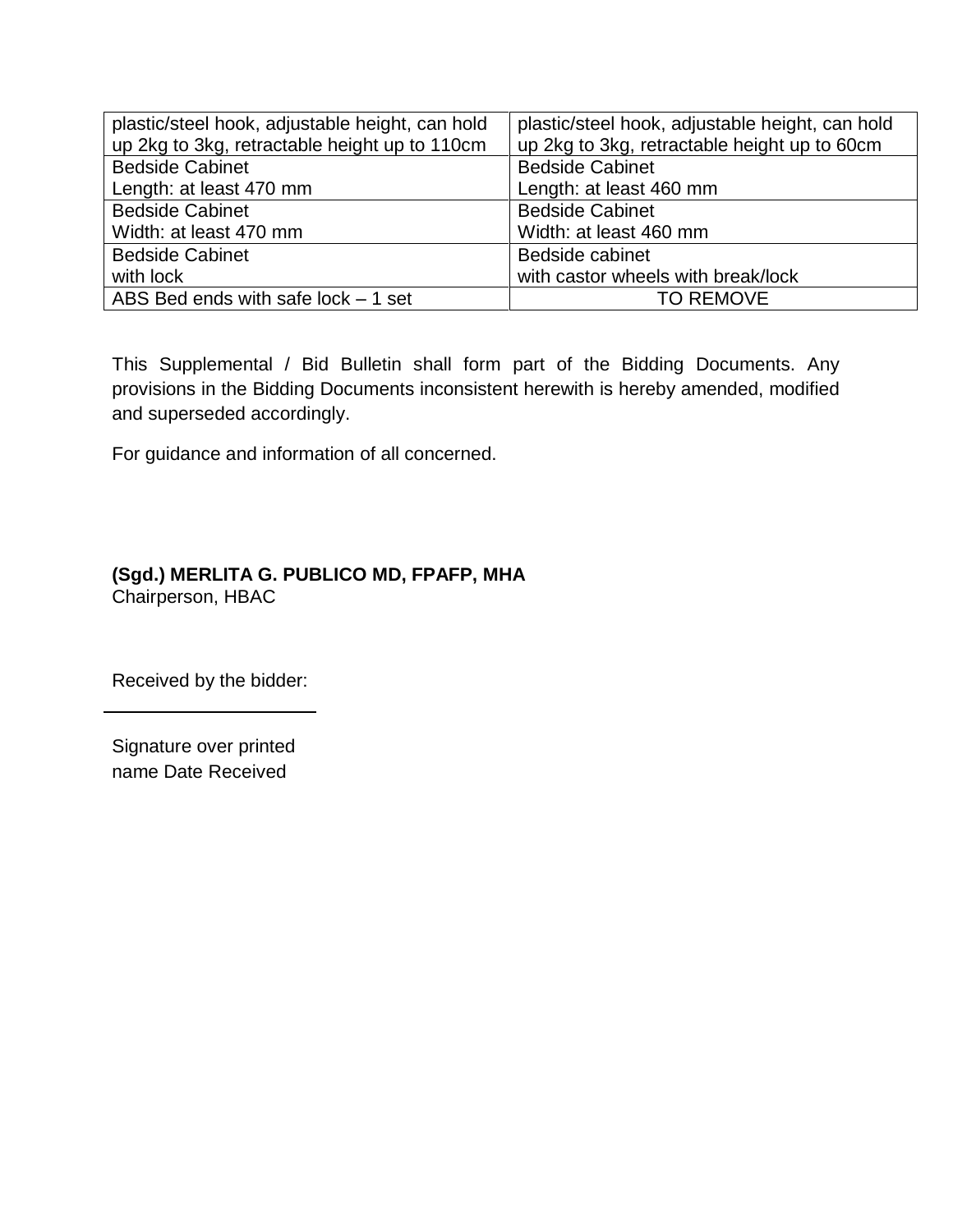| | |
|---|---|
| plastic/steel hook, adjustable height, can hold up 2kg to 3kg, retractable height up to 110cm | plastic/steel hook, adjustable height, can hold up 2kg to 3kg, retractable height up to 60cm |
| Bedside Cabinet<br>Length: at least 470 mm | Bedside Cabinet<br>Length: at least 460 mm |
| Bedside Cabinet<br>Width: at least 470 mm | Bedside Cabinet<br>Width: at least 460 mm |
| Bedside Cabinet<br>with lock | Bedside cabinet<br>with castor wheels with break/lock |
| ABS Bed ends with safe lock – 1 set | TO REMOVE |

This Supplemental / Bid Bulletin shall form part of the Bidding Documents. Any provisions in the Bidding Documents inconsistent herewith is hereby amended, modified and superseded accordingly.

For guidance and information of all concerned.

**(Sgd.) MERLITA G. PUBLICO MD, FPAFP, MHA**
Chairperson, HBAC

Received by the bidder:

\_\_\_\_\_\_\_\_\_\_\_\_\_\_\_\_\_\_\_\_

Signature over printed name Date Received